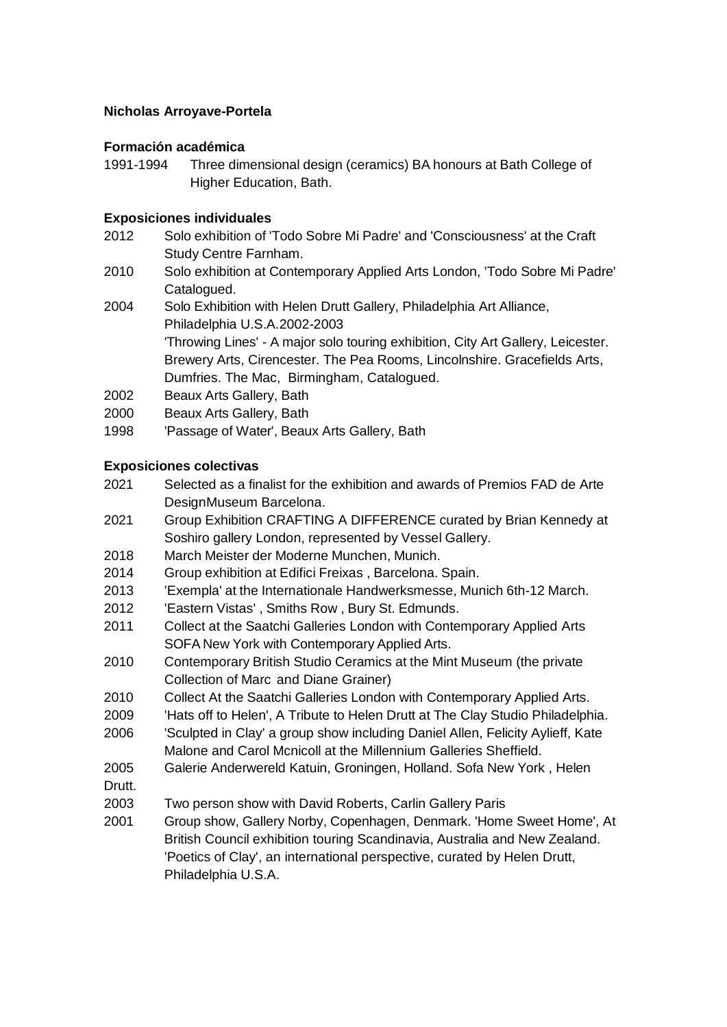**Nicholas Arroyave-Portela**

**Formación académica**

1991-1994 Three dimensional design (ceramics) BA honours at Bath College of Higher Education, Bath.

**Exposiciones individuales**

2012 Solo exhibition of 'Todo Sobre Mi Padre' and 'Consciousness' at the Craft Study Centre Farnham.

2010 Solo exhibition at Contemporary Applied Arts London, 'Todo Sobre Mi Padre' Catalogued.

2004 Solo Exhibition with Helen Drutt Gallery, Philadelphia Art Alliance, Philadelphia U.S.A.2002-2003
'Throwing Lines' - A major solo touring exhibition, City Art Gallery, Leicester. Brewery Arts, Cirencester. The Pea Rooms, Lincolnshire. Gracefields Arts, Dumfries. The Mac, Birmingham, Catalogued.

2002 Beaux Arts Gallery, Bath

2000 Beaux Arts Gallery, Bath

1998 'Passage of Water', Beaux Arts Gallery, Bath

**Exposiciones colectivas**

2021 Selected as a finalist for the exhibition and awards of Premios FAD de Arte DesignMuseum Barcelona.

2021 Group Exhibition CRAFTING A DIFFERENCE curated by Brian Kennedy at Soshiro gallery London, represented by Vessel Gallery.

2018 March Meister der Moderne Munchen, Munich.

2014 Group exhibition at Edifici Freixas , Barcelona. Spain.

2013 'Exempla' at the Internationale Handwerksmesse, Munich 6th-12 March.

2012 'Eastern Vistas' , Smiths Row , Bury St. Edmunds.

2011 Collect at the Saatchi Galleries London with Contemporary Applied Arts SOFA New York with Contemporary Applied Arts.

2010 Contemporary British Studio Ceramics at the Mint Museum (the private Collection of Marc and Diane Grainer)

2010 Collect At the Saatchi Galleries London with Contemporary Applied Arts.

2009 'Hats off to Helen', A Tribute to Helen Drutt at The Clay Studio Philadelphia.

2006 'Sculpted in Clay' a group show including Daniel Allen, Felicity Aylieff, Kate Malone and Carol Mcnicoll at the Millennium Galleries Sheffield.

2005 Galerie Anderwereld Katuin, Groningen, Holland. Sofa New York , Helen Drutt.

2003 Two person show with David Roberts, Carlin Gallery Paris

2001 Group show, Gallery Norby, Copenhagen, Denmark. 'Home Sweet Home', At British Council exhibition touring Scandinavia, Australia and New Zealand. 'Poetics of Clay', an international perspective, curated by Helen Drutt, Philadelphia U.S.A.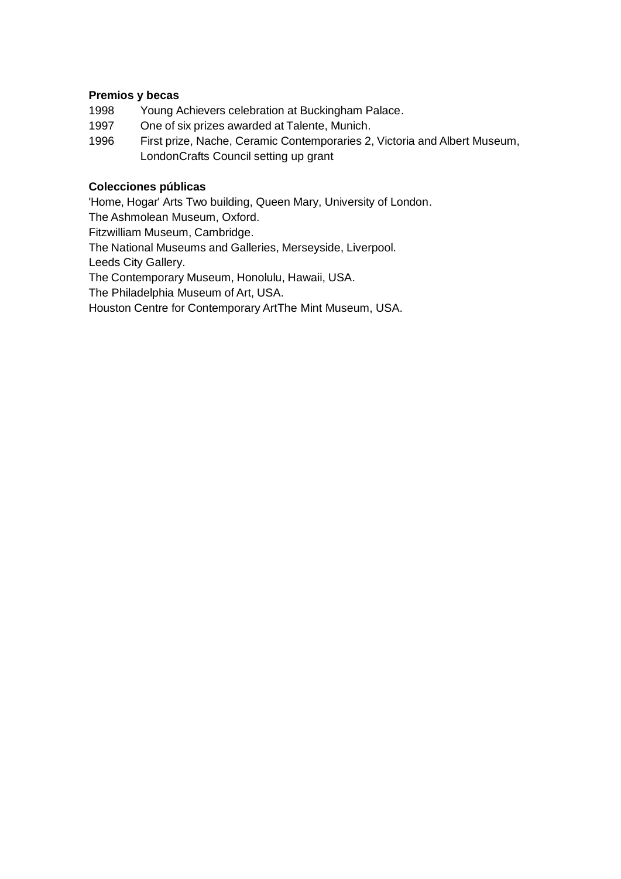**Premios y becas**

1998 Young Achievers celebration at Buckingham Palace.

1997 One of six prizes awarded at Talente, Munich.

1996 First prize, Nache, Ceramic Contemporaries 2, Victoria and Albert Museum, LondonCrafts Council setting up grant

**Colecciones públicas**

'Home, Hogar' Arts Two building, Queen Mary, University of London.

The Ashmolean Museum, Oxford.

Fitzwilliam Museum, Cambridge.

The National Museums and Galleries, Merseyside, Liverpool.

Leeds City Gallery.

The Contemporary Museum, Honolulu, Hawaii, USA.

The Philadelphia Museum of Art, USA.

Houston Centre for Contemporary ArtThe Mint Museum, USA.